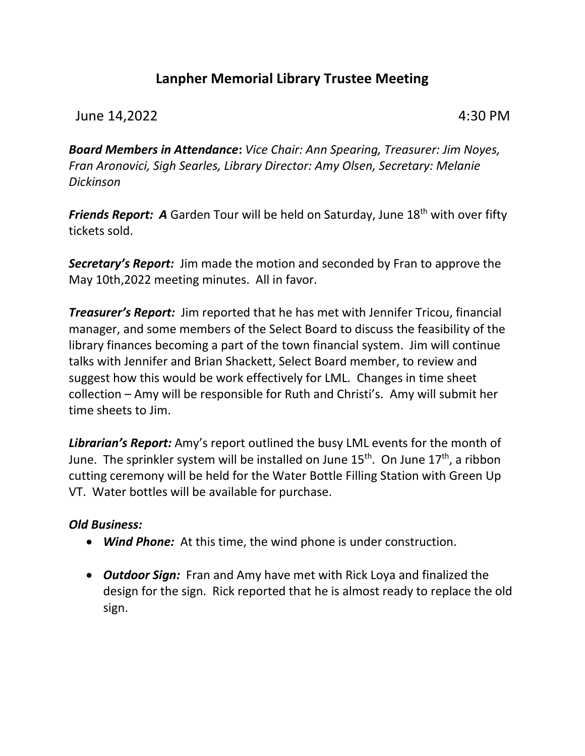# Lanpher Memorial Library Trustee Meeting

June 14,2022 4:30 PM

***Board Members in Attendance*:** *Vice Chair: Ann Spearing, Treasurer: Jim Noyes, Fran Aronovici, Sigh Searles, Library Director: Amy Olsen, Secretary: Melanie Dickinson*

***Friends Report: A*** Garden Tour will be held on Saturday, June 18th with over fifty tickets sold.

***Secretary's Report:*** Jim made the motion and seconded by Fran to approve the May 10th,2022 meeting minutes. All in favor.

***Treasurer's Report:*** Jim reported that he has met with Jennifer Tricou, financial manager, and some members of the Select Board to discuss the feasibility of the library finances becoming a part of the town financial system. Jim will continue talks with Jennifer and Brian Shackett, Select Board member, to review and suggest how this would be work effectively for LML. Changes in time sheet collection – Amy will be responsible for Ruth and Christi's. Amy will submit her time sheets to Jim.

***Librarian's Report:*** Amy's report outlined the busy LML events for the month of June. The sprinkler system will be installed on June 15th. On June 17th, a ribbon cutting ceremony will be held for the Water Bottle Filling Station with Green Up VT. Water bottles will be available for purchase.

***Old Business:***

- ***Wind Phone:*** At this time, the wind phone is under construction.

- ***Outdoor Sign:*** Fran and Amy have met with Rick Loya and finalized the design for the sign. Rick reported that he is almost ready to replace the old sign.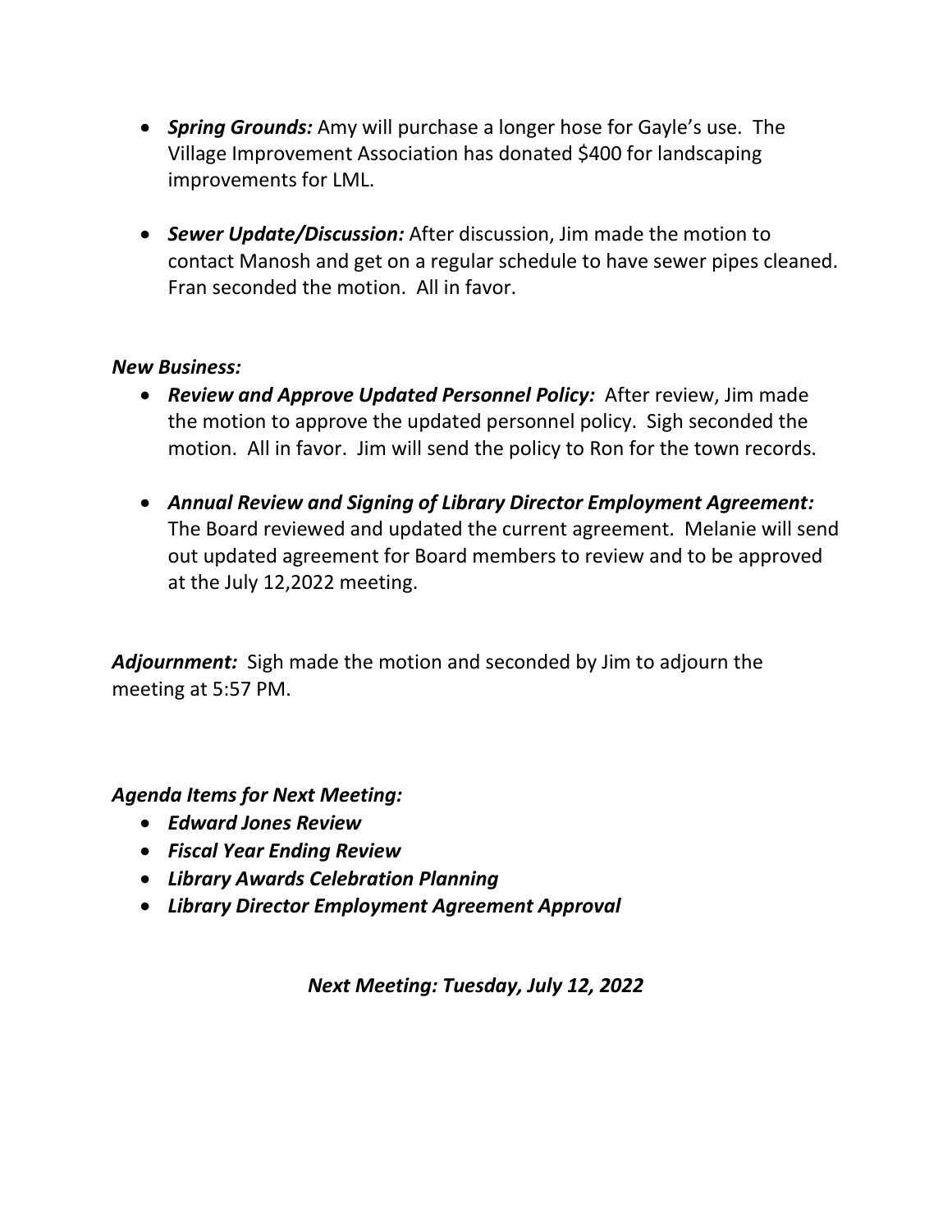- ***Spring Grounds:*** Amy will purchase a longer hose for Gayle's use. The Village Improvement Association has donated $400 for landscaping improvements for LML.

- ***Sewer Update/Discussion:*** After discussion, Jim made the motion to contact Manosh and get on a regular schedule to have sewer pipes cleaned. Fran seconded the motion. All in favor.

***New Business:***

- ***Review and Approve Updated Personnel Policy:*** After review, Jim made the motion to approve the updated personnel policy. Sigh seconded the motion. All in favor. Jim will send the policy to Ron for the town records.

- ***Annual Review and Signing of Library Director Employment Agreement:*** The Board reviewed and updated the current agreement. Melanie will send out updated agreement for Board members to review and to be approved at the July 12,2022 meeting.

***Adjournment:*** Sigh made the motion and seconded by Jim to adjourn the meeting at 5:57 PM.

***Agenda Items for Next Meeting:***

- ***Edward Jones Review***
- ***Fiscal Year Ending Review***
- ***Library Awards Celebration Planning***
- ***Library Director Employment Agreement Approval***

***Next Meeting: Tuesday, July 12, 2022***